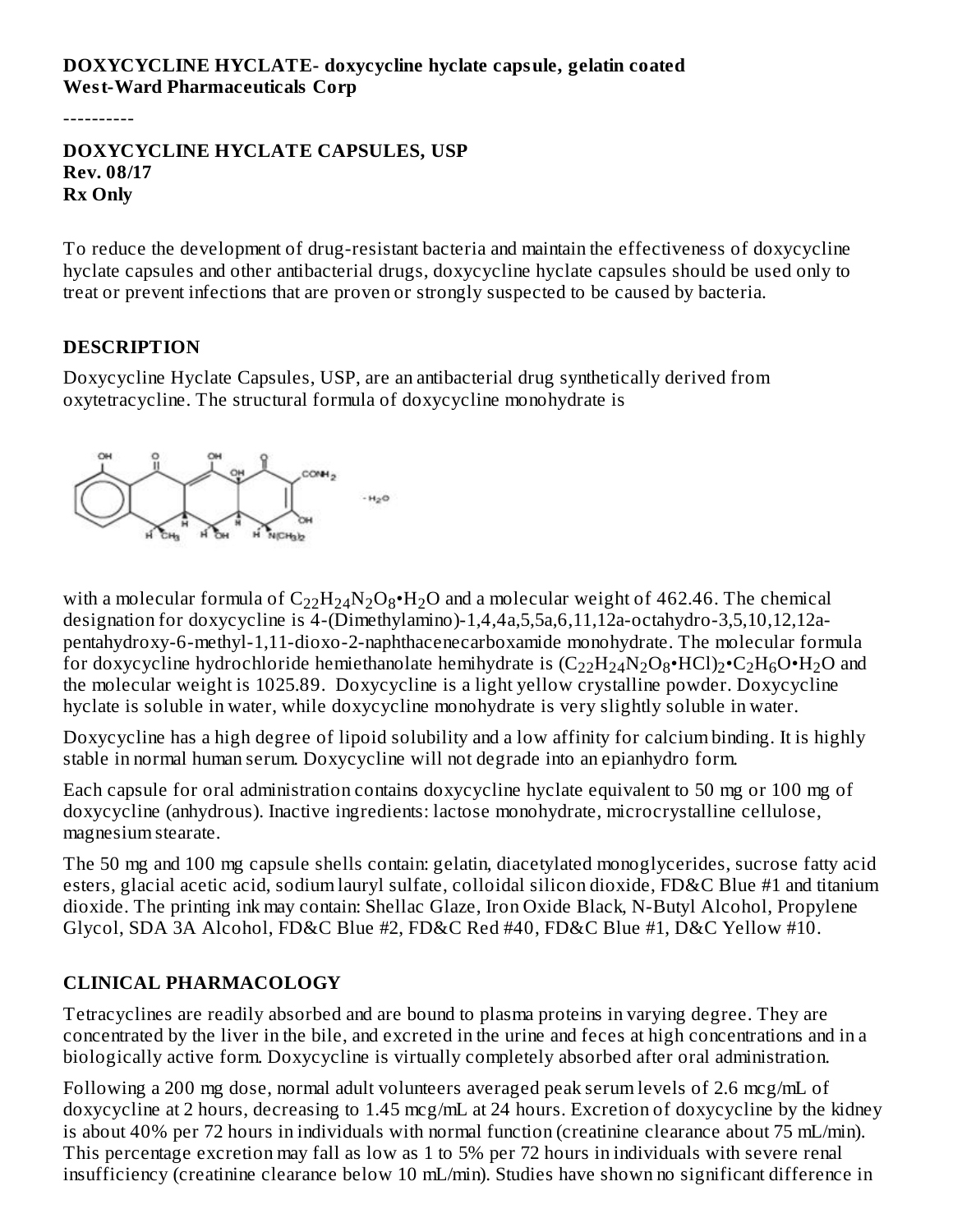**DOXYCYCLINE HYCLATE- doxycycline hyclate capsule, gelatin coated**
**West-Ward Pharmaceuticals Corp**

----------

**DOXYCYCLINE HYCLATE CAPSULES, USP**
**Rev. 08/17**
**Rx Only**

To reduce the development of drug-resistant bacteria and maintain the effectiveness of doxycycline hyclate capsules and other antibacterial drugs, doxycycline hyclate capsules should be used only to treat or prevent infections that are proven or strongly suspected to be caused by bacteria.

## DESCRIPTION

Doxycycline Hyclate Capsules, USP, are an antibacterial drug synthetically derived from oxytetracycline. The structural formula of doxycycline monohydrate is

with a molecular formula of $C_{22}H_{24}N_2O_8•H_2O$ and a molecular weight of 462.46. The chemical designation for doxycycline is 4-(Dimethylamino)-1,4,4a,5,5a,6,11,12a-octahydro-3,5,10,12,12a-pentahydroxy-6-methyl-1,11-dioxo-2-naphthacenecarboxamide monohydrate. The molecular formula for doxycycline hydrochloride hemiethanolate hemihydrate is $(C_{22}H_{24}N_2O_8•HCl)_2•C_2H_6O•H_2O$ and the molecular weight is 1025.89. Doxycycline is a light yellow crystalline powder. Doxycycline hyclate is soluble in water, while doxycycline monohydrate is very slightly soluble in water.

Doxycycline has a high degree of lipoid solubility and a low affinity for calcium binding. It is highly stable in normal human serum. Doxycycline will not degrade into an epianhydro form.

Each capsule for oral administration contains doxycycline hyclate equivalent to 50 mg or 100 mg of doxycycline (anhydrous). Inactive ingredients: lactose monohydrate, microcrystalline cellulose, magnesium stearate.

The 50 mg and 100 mg capsule shells contain: gelatin, diacetylated monoglycerides, sucrose fatty acid esters, glacial acetic acid, sodium lauryl sulfate, colloidal silicon dioxide, FD&C Blue #1 and titanium dioxide. The printing ink may contain: Shellac Glaze, Iron Oxide Black, N-Butyl Alcohol, Propylene Glycol, SDA 3A Alcohol, FD&C Blue #2, FD&C Red #40, FD&C Blue #1, D&C Yellow #10.

## CLINICAL PHARMACOLOGY

Tetracyclines are readily absorbed and are bound to plasma proteins in varying degree. They are concentrated by the liver in the bile, and excreted in the urine and feces at high concentrations and in a biologically active form. Doxycycline is virtually completely absorbed after oral administration.

Following a 200 mg dose, normal adult volunteers averaged peak serum levels of 2.6 mcg/mL of doxycycline at 2 hours, decreasing to 1.45 mcg/mL at 24 hours. Excretion of doxycycline by the kidney is about 40% per 72 hours in individuals with normal function (creatinine clearance about 75 mL/min). This percentage excretion may fall as low as 1 to 5% per 72 hours in individuals with severe renal insufficiency (creatinine clearance below 10 mL/min). Studies have shown no significant difference in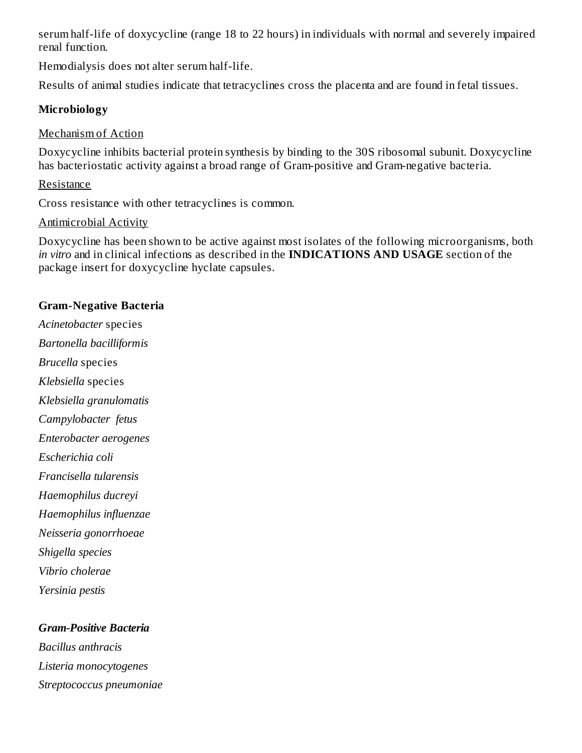serum half-life of doxycycline (range 18 to 22 hours) in individuals with normal and severely impaired renal function.

Hemodialysis does not alter serum half-life.

Results of animal studies indicate that tetracyclines cross the placenta and are found in fetal tissues.

**Microbiology**

Mechanism of Action

Doxycycline inhibits bacterial protein synthesis by binding to the 30S ribosomal subunit. Doxycycline has bacteriostatic activity against a broad range of Gram-positive and Gram-negative bacteria.

Resistance

Cross resistance with other tetracyclines is common.

Antimicrobial Activity

Doxycycline has been shown to be active against most isolates of the following microorganisms, both *in vitro* and in clinical infections as described in the **INDICATIONS AND USAGE** section of the package insert for doxycycline hyclate capsules.

**Gram-Negative Bacteria**

*Acinetobacter* species

*Bartonella bacilliformis*

*Brucella* species

*Klebsiella* species

*Klebsiella granulomatis*

*Campylobacter fetus*

*Enterobacter aerogenes*

*Escherichia coli*

*Francisella tularensis*

*Haemophilus ducreyi*

*Haemophilus influenzae*

*Neisseria gonorrhoeae*

*Shigella species*

*Vibrio cholerae*

*Yersinia pestis*

***Gram-Positive Bacteria***

*Bacillus anthracis*

*Listeria monocytogenes*

*Streptococcus pneumoniae*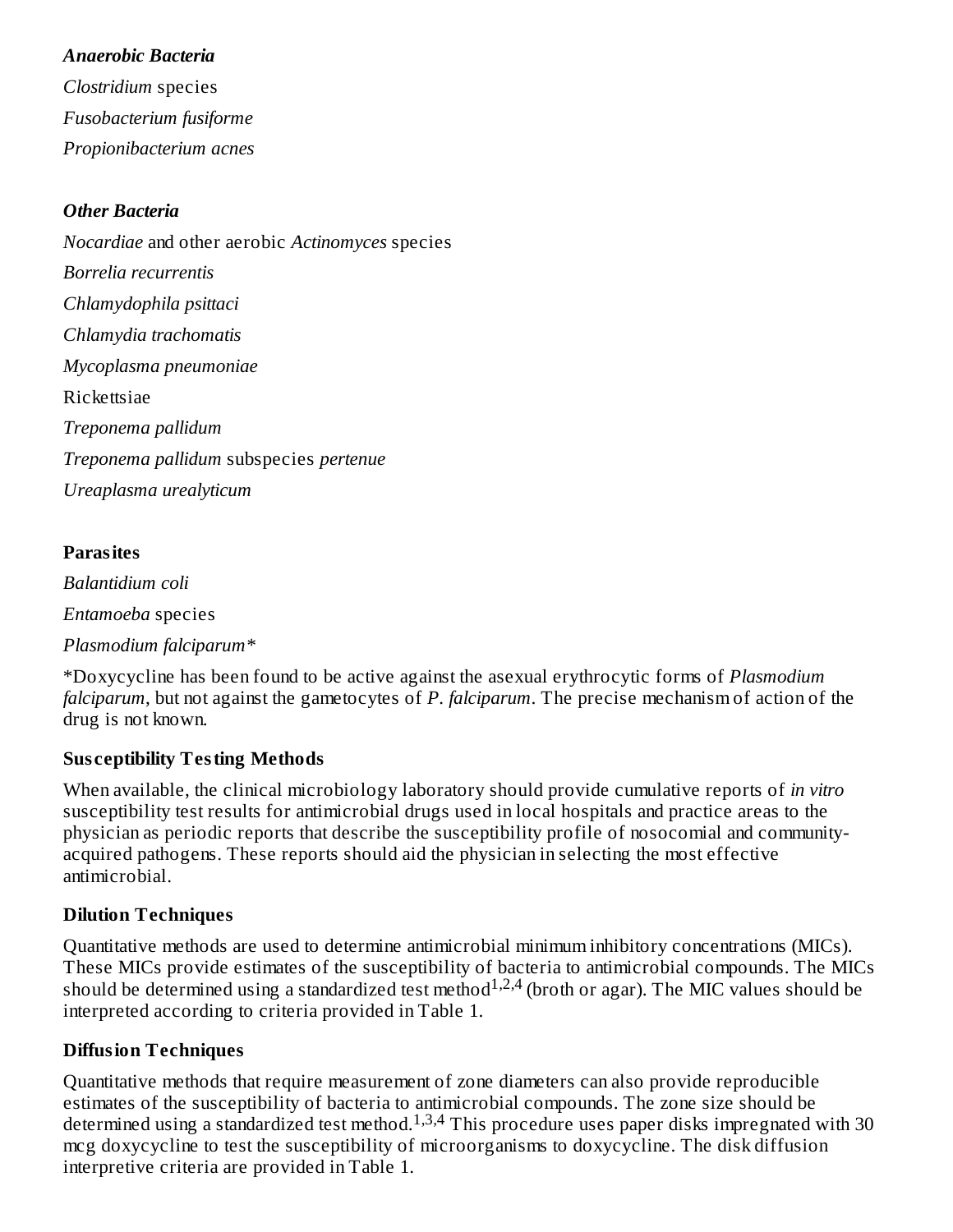***Anaerobic Bacteria***

*Clostridium* species

*Fusobacterium fusiforme*

*Propionibacterium acnes*

***Other Bacteria***

*Nocardiae* and other aerobic *Actinomyces* species

*Borrelia recurrentis*

*Chlamydophila psittaci*

*Chlamydia trachomatis*

*Mycoplasma pneumoniae*

Rickettsiae

*Treponema pallidum*

*Treponema pallidum* subspecies *pertenue*

*Ureaplasma urealyticum*

**Parasites**

*Balantidium coli*

*Entamoeba* species

*Plasmodium falciparum**

*Doxycycline has been found to be active against the asexual erythrocytic forms of *Plasmodium falciparum*, but not against the gametocytes of *P. falciparum*. The precise mechanism of action of the drug is not known.

**Susceptibility Testing Methods**

When available, the clinical microbiology laboratory should provide cumulative reports of *in vitro* susceptibility test results for antimicrobial drugs used in local hospitals and practice areas to the physician as periodic reports that describe the susceptibility profile of nosocomial and community-acquired pathogens. These reports should aid the physician in selecting the most effective antimicrobial.

**Dilution Techniques**

Quantitative methods are used to determine antimicrobial minimum inhibitory concentrations (MICs). These MICs provide estimates of the susceptibility of bacteria to antimicrobial compounds. The MICs should be determined using a standardized test method[1,2,4] (broth or agar). The MIC values should be interpreted according to criteria provided in Table 1.

**Diffusion Techniques**

Quantitative methods that require measurement of zone diameters can also provide reproducible estimates of the susceptibility of bacteria to antimicrobial compounds. The zone size should be determined using a standardized test method.[1,3,4] This procedure uses paper disks impregnated with 30 mcg doxycycline to test the susceptibility of microorganisms to doxycycline. The disk diffusion interpretive criteria are provided in Table 1.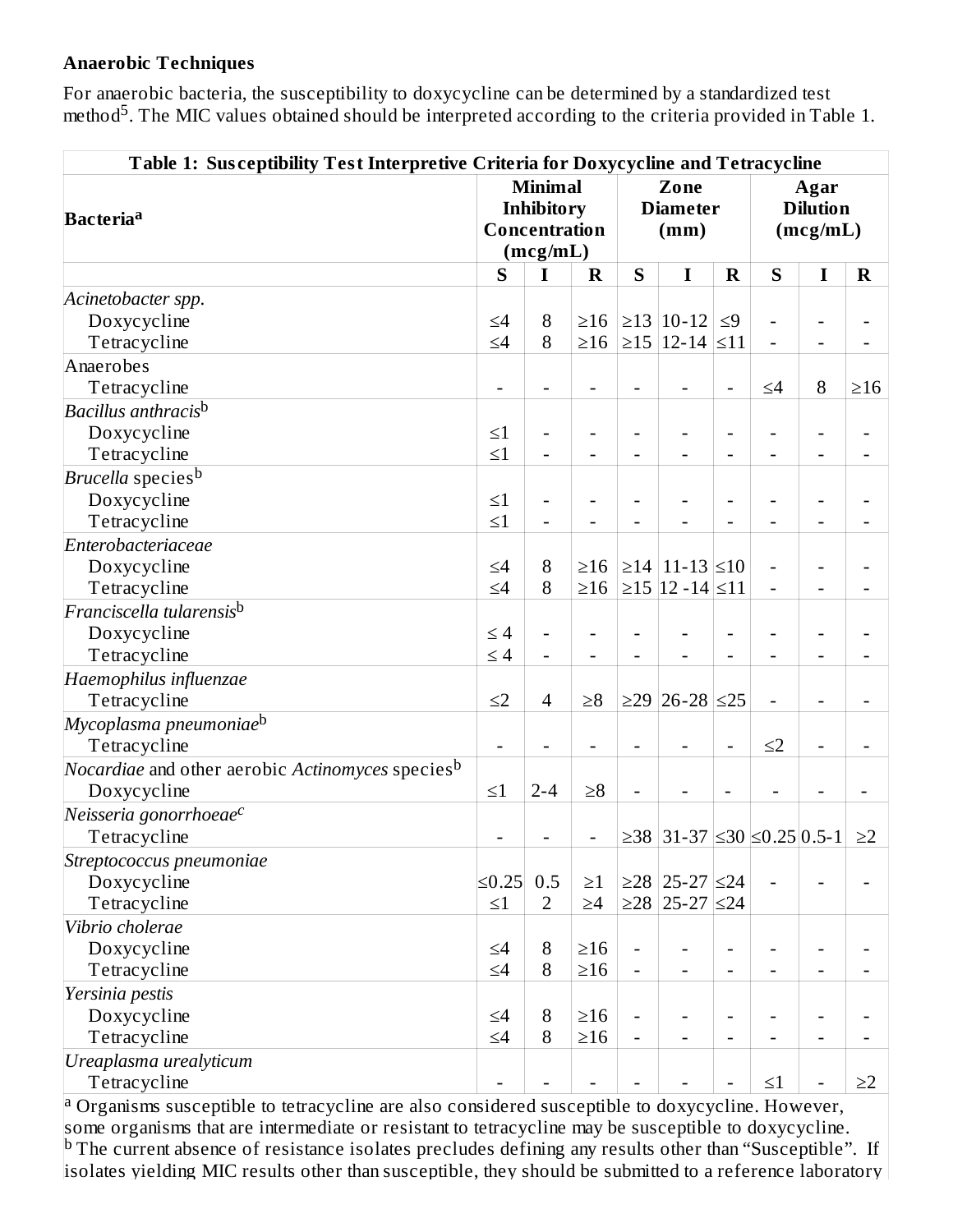**Anaerobic Techniques**

For anaerobic bacteria, the susceptibility to doxycycline can be determined by a standardized test method[5]. The MIC values obtained should be interpreted according to the criteria provided in Table 1.

| Table 1: Susceptibility Test Interpretive Criteria for Doxycycline and Tetracycline | | | | | | | | | |
|---|---|---|---|---|---|---|---|---|---|
| Bacteria[a] | Minimal Inhibitory Concentration (mcg/mL) | | | Zone Diameter (mm) | | | Agar Dilution (mcg/mL) | | |
| | S | I | R | S | I | R | S | I | R |
| *Acinetobacter spp.* | | | | | | | | | |
| Doxycycline | ≤4 | 8 | ≥16 | ≥13 | 10-12 | ≤9 | - | - | - |
| Tetracycline | ≤4 | 8 | ≥16 | ≥15 | 12-14 | ≤11 | - | - | - |
| Anaerobes | | | | | | | | | |
| Tetracycline | - | - | - | - | - | - | ≤4 | 8 | ≥16 |
| *Bacillus anthracis*[b] | | | | | | | | | |
| Doxycycline | ≤1 | - | - | - | - | - | - | - | - |
| Tetracycline | ≤1 | - | - | - | - | - | - | - | - |
| *Brucella* species[b] | | | | | | | | | |
| Doxycycline | ≤1 | - | - | - | - | - | - | - | - |
| Tetracycline | ≤1 | - | - | - | - | - | - | - | - |
| *Enterobacteriaceae* | | | | | | | | | |
| Doxycycline | ≤4 | 8 | ≥16 | ≥14 | 11-13 | ≤10 | - | - | - |
| Tetracycline | ≤4 | 8 | ≥16 | ≥15 | 12 -14 | ≤11 | - | - | - |
| *Franciscella tularensis*[b] | | | | | | | | | |
| Doxycycline | ≤ 4 | - | - | - | - | - | - | - | - |
| Tetracycline | ≤ 4 | - | - | - | - | - | - | - | - |
| *Haemophilus influenzae* | | | | | | | | | |
| Tetracycline | ≤2 | 4 | ≥8 | ≥29 | 26-28 | ≤25 | - | - | - |
| *Mycoplasma pneumoniae*[b] | | | | | | | | | |
| Tetracycline | - | - | - | - | - | - | ≤2 | - | - |
| *Nocardiae* and other aerobic *Actinomyces* species[b] | | | | | | | | | |
| Doxycycline | ≤1 | 2-4 | ≥8 | - | - | - | - | - | - |
| *Neisseria gonorrhoeae*[c] | | | | | | | | | |
| Tetracycline | - | - | - | ≥38 | 31-37 | ≤30 | ≤0.25 | 0.5-1 | ≥2 |
| *Streptococcus pneumoniae* | | | | | | | | | |
| Doxycycline | ≤0.25 | 0.5 | ≥1 | ≥28 | 25-27 | ≤24 | - | - | - |
| Tetracycline | ≤1 | 2 | ≥4 | ≥28 | 25-27 | ≤24 | | | |
| *Vibrio cholerae* | | | | | | | | | |
| Doxycycline | ≤4 | 8 | ≥16 | - | - | - | - | - | - |
| Tetracycline | ≤4 | 8 | ≥16 | - | - | - | - | - | - |
| *Yersinia pestis* | | | | | | | | | |
| Doxycycline | ≤4 | 8 | ≥16 | - | - | - | - | - | - |
| Tetracycline | ≤4 | 8 | ≥16 | - | - | - | - | - | - |
| *Ureaplasma urealyticum* | | | | | | | | | |
| Tetracycline | - | - | - | - | - | - | ≤1 | - | ≥2 |

[a] Organisms susceptible to tetracycline are also considered susceptible to doxycycline. However, some organisms that are intermediate or resistant to tetracycline may be susceptible to doxycycline.
[b] The current absence of resistance isolates precludes defining any results other than "Susceptible". If isolates yielding MIC results other than susceptible, they should be submitted to a reference laboratory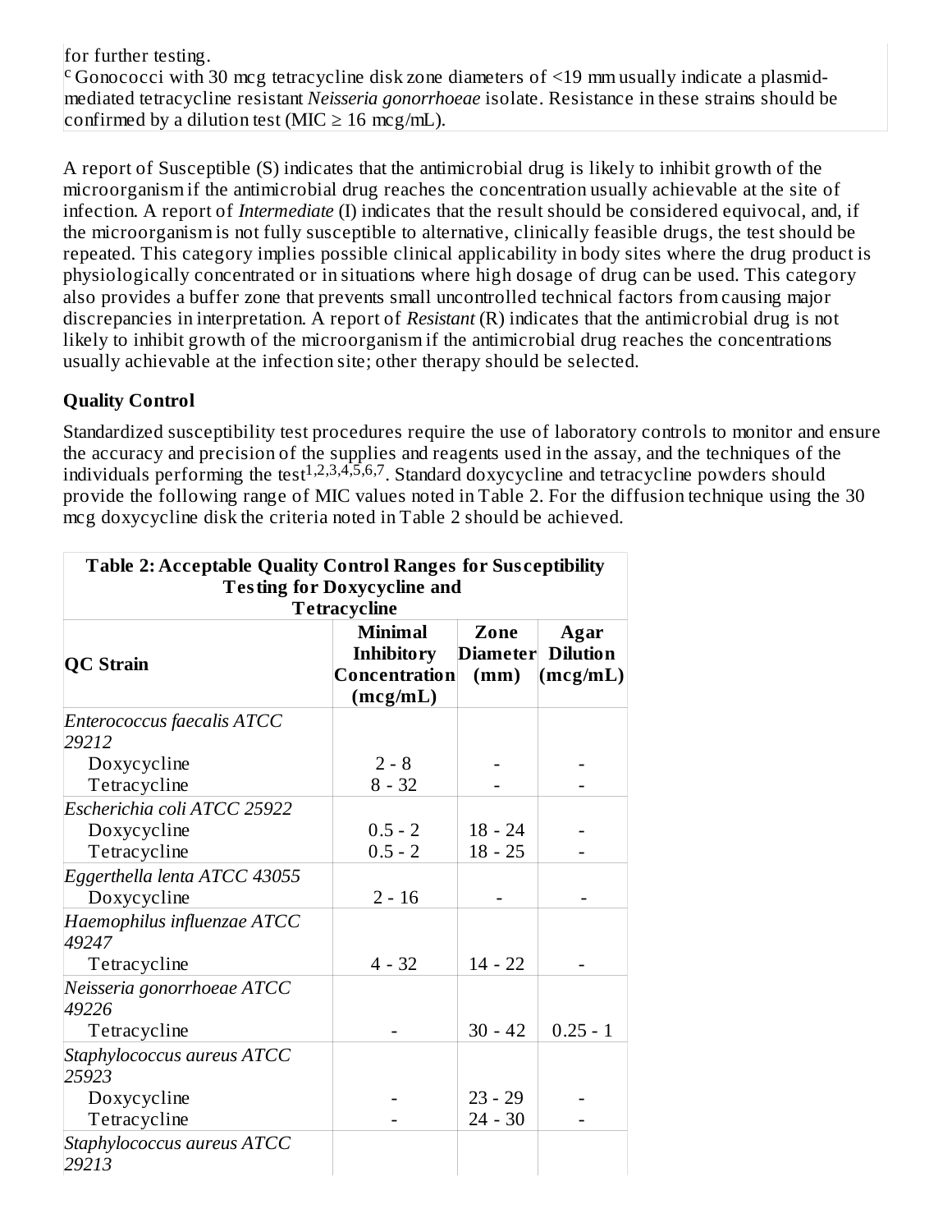for further testing.

[c] Gonococci with 30 mcg tetracycline disk zone diameters of <19 mm usually indicate a plasmid-mediated tetracycline resistant *Neisseria gonorrhoeae* isolate. Resistance in these strains should be confirmed by a dilution test (MIC ≥ 16 mcg/mL).

A report of Susceptible (S) indicates that the antimicrobial drug is likely to inhibit growth of the microorganism if the antimicrobial drug reaches the concentration usually achievable at the site of infection. A report of *Intermediate* (I) indicates that the result should be considered equivocal, and, if the microorganism is not fully susceptible to alternative, clinically feasible drugs, the test should be repeated. This category implies possible clinical applicability in body sites where the drug product is physiologically concentrated or in situations where high dosage of drug can be used. This category also provides a buffer zone that prevents small uncontrolled technical factors from causing major discrepancies in interpretation. A report of *Resistant* (R) indicates that the antimicrobial drug is not likely to inhibit growth of the microorganism if the antimicrobial drug reaches the concentrations usually achievable at the infection site; other therapy should be selected.

**Quality Control**

Standardized susceptibility test procedures require the use of laboratory controls to monitor and ensure the accuracy and precision of the supplies and reagents used in the assay, and the techniques of the individuals performing the test[1,2,3,4,5,6,7]. Standard doxycycline and tetracycline powders should provide the following range of MIC values noted in Table 2. For the diffusion technique using the 30 mcg doxycycline disk the criteria noted in Table 2 should be achieved.

**Table 2: Acceptable Quality Control Ranges for Susceptibility Testing for Doxycycline and Tetracycline**

| QC Strain | Minimal Inhibitory Concentration (mcg/mL) | Zone Diameter (mm) | Agar Dilution (mcg/mL) |
|---|---|---|---|
| *Enterococcus faecalis ATCC 29212* | | | |
| Doxycycline | 2 - 8 | - | - |
| Tetracycline | 8 - 32 | - | - |
| *Escherichia coli ATCC 25922* | | | |
| Doxycycline | 0.5 - 2 | 18 - 24 | - |
| Tetracycline | 0.5 - 2 | 18 - 25 | - |
| *Eggerthella lenta ATCC 43055* | | | |
| Doxycycline | 2 - 16 | - | - |
| *Haemophilus influenzae ATCC 49247* | | | |
| Tetracycline | 4 - 32 | 14 - 22 | - |
| *Neisseria gonorrhoeae ATCC 49226* | | | |
| Tetracycline | - | 30 - 42 | 0.25 - 1 |
| *Staphylococcus aureus ATCC 25923* | | | |
| Doxycycline | - | 23 - 29 | - |
| Tetracycline | - | 24 - 30 | - |
| *Staphylococcus aureus ATCC 29213* | | | |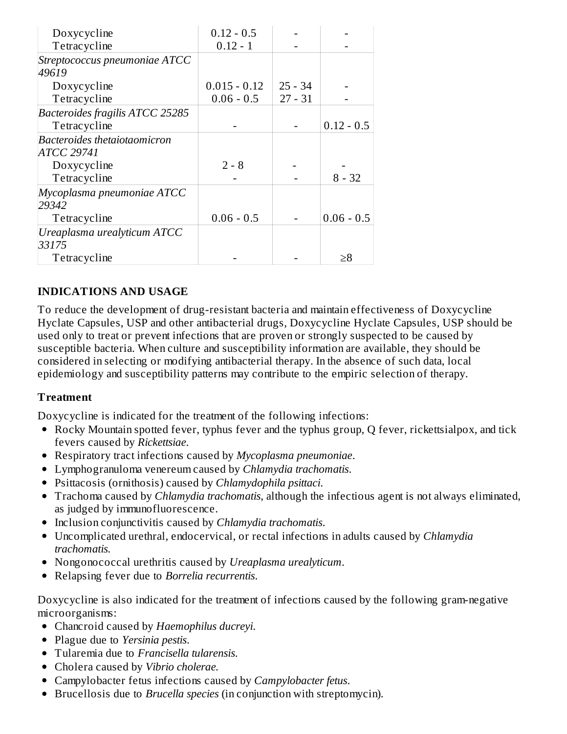| | | | |
|---|---|---|---|
| Doxycycline | 0.12 - 0.5 | - | - |
| Tetracycline | 0.12 - 1 | - | - |
| *Streptococcus pneumoniae ATCC 49619* | | | |
| Doxycycline | 0.015 - 0.12 | 25 - 34 | - |
| Tetracycline | 0.06 - 0.5 | 27 - 31 | - |
| *Bacteroides fragilis ATCC 25285* | | | |
| Tetracycline | - | - | 0.12 - 0.5 |
| *Bacteroides thetaiotaomicron ATCC 29741* | | | |
| Doxycycline | 2 - 8 | - | - |
| Tetracycline | - | - | 8 - 32 |
| *Mycoplasma pneumoniae ATCC 29342* | | | |
| Tetracycline | 0.06 - 0.5 | - | 0.06 - 0.5 |
| *Ureaplasma urealyticum ATCC 33175* | | | |
| Tetracycline | - | - | ≥8 |

## INDICATIONS AND USAGE

To reduce the development of drug-resistant bacteria and maintain effectiveness of Doxycycline Hyclate Capsules, USP and other antibacterial drugs, Doxycycline Hyclate Capsules, USP should be used only to treat or prevent infections that are proven or strongly suspected to be caused by susceptible bacteria. When culture and susceptibility information are available, they should be considered in selecting or modifying antibacterial therapy. In the absence of such data, local epidemiology and susceptibility patterns may contribute to the empiric selection of therapy.

### Treatment

Doxycycline is indicated for the treatment of the following infections:

- Rocky Mountain spotted fever, typhus fever and the typhus group, Q fever, rickettsialpox, and tick fevers caused by *Rickettsiae*.
- Respiratory tract infections caused by *Mycoplasma pneumoniae*.
- Lymphogranuloma venereum caused by *Chlamydia trachomatis*.
- Psittacosis (ornithosis) caused by *Chlamydophila psittaci*.
- Trachoma caused by *Chlamydia trachomatis*, although the infectious agent is not always eliminated, as judged by immunofluorescence.
- Inclusion conjunctivitis caused by *Chlamydia trachomatis*.
- Uncomplicated urethral, endocervical, or rectal infections in adults caused by *Chlamydia trachomatis*.
- Nongonococcal urethritis caused by *Ureaplasma urealyticum*.
- Relapsing fever due to *Borrelia recurrentis*.

Doxycycline is also indicated for the treatment of infections caused by the following gram-negative microorganisms:

- Chancroid caused by *Haemophilus ducreyi*.
- Plague due to *Yersinia pestis*.
- Tularemia due to *Francisella tularensis*.
- Cholera caused by *Vibrio cholerae*.
- Campylobacter fetus infections caused by *Campylobacter fetus*.
- Brucellosis due to *Brucella species* (in conjunction with streptomycin).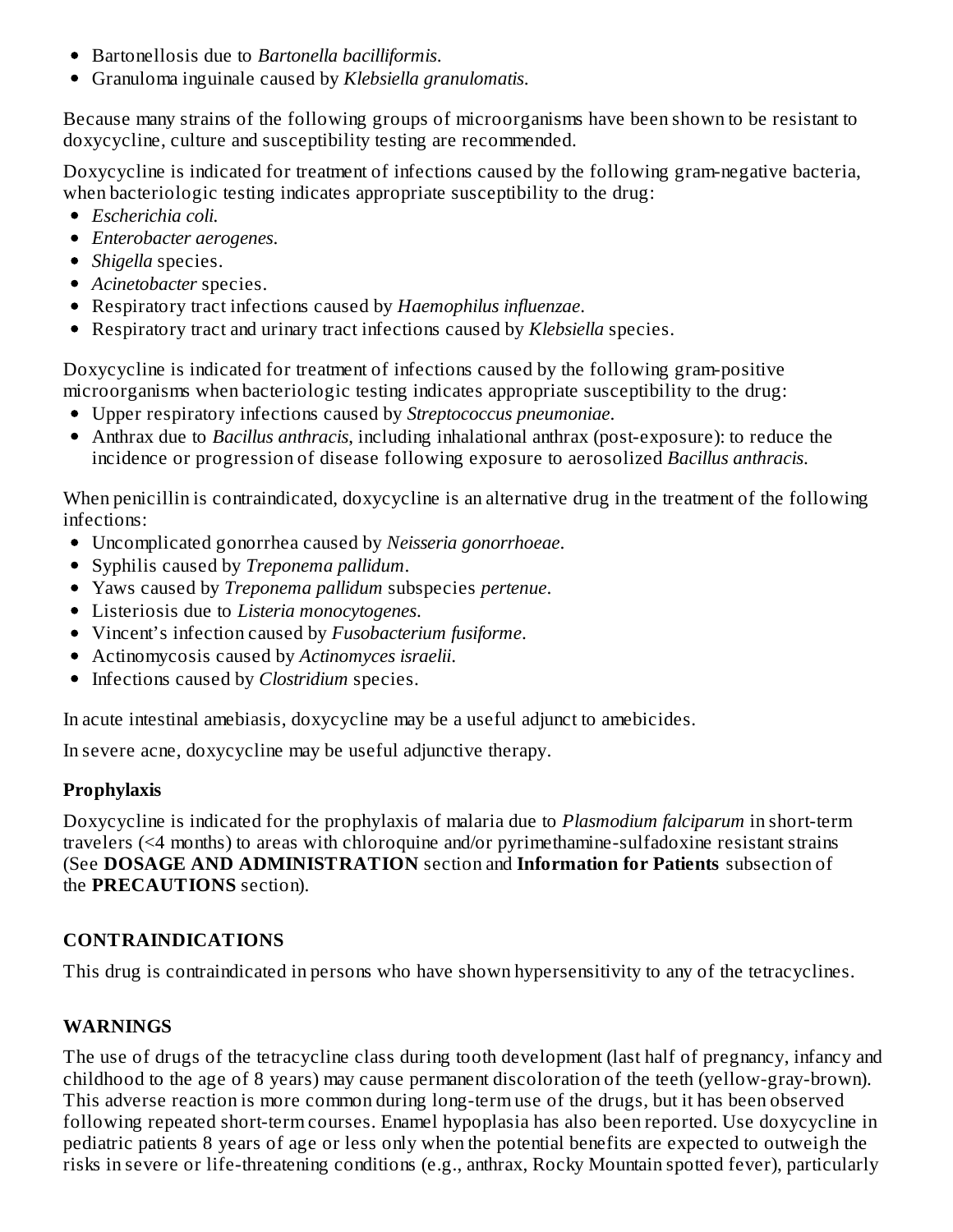- Bartonellosis due to *Bartonella bacilliformis*.
- Granuloma inguinale caused by *Klebsiella granulomatis*.

Because many strains of the following groups of microorganisms have been shown to be resistant to doxycycline, culture and susceptibility testing are recommended.

Doxycycline is indicated for treatment of infections caused by the following gram-negative bacteria, when bacteriologic testing indicates appropriate susceptibility to the drug:

- *Escherichia coli*.
- *Enterobacter aerogenes*.
- *Shigella* species.
- *Acinetobacter* species.
- Respiratory tract infections caused by *Haemophilus influenzae*.
- Respiratory tract and urinary tract infections caused by *Klebsiella* species.

Doxycycline is indicated for treatment of infections caused by the following gram-positive microorganisms when bacteriologic testing indicates appropriate susceptibility to the drug:

- Upper respiratory infections caused by *Streptococcus pneumoniae*.
- Anthrax due to *Bacillus anthracis*, including inhalational anthrax (post-exposure): to reduce the incidence or progression of disease following exposure to aerosolized *Bacillus anthracis*.

When penicillin is contraindicated, doxycycline is an alternative drug in the treatment of the following infections:

- Uncomplicated gonorrhea caused by *Neisseria gonorrhoeae*.
- Syphilis caused by *Treponema pallidum*.
- Yaws caused by *Treponema pallidum* subspecies *pertenue*.
- Listeriosis due to *Listeria monocytogenes*.
- Vincent's infection caused by *Fusobacterium fusiforme*.
- Actinomycosis caused by *Actinomyces israelii*.
- Infections caused by *Clostridium* species.

In acute intestinal amebiasis, doxycycline may be a useful adjunct to amebicides.

In severe acne, doxycycline may be useful adjunctive therapy.

### Prophylaxis

Doxycycline is indicated for the prophylaxis of malaria due to *Plasmodium falciparum* in short-term travelers (<4 months) to areas with chloroquine and/or pyrimethamine-sulfadoxine resistant strains (See **DOSAGE AND ADMINISTRATION** section and **Information for Patients** subsection of the **PRECAUTIONS** section).

## CONTRAINDICATIONS

This drug is contraindicated in persons who have shown hypersensitivity to any of the tetracyclines.

## WARNINGS

The use of drugs of the tetracycline class during tooth development (last half of pregnancy, infancy and childhood to the age of 8 years) may cause permanent discoloration of the teeth (yellow-gray-brown). This adverse reaction is more common during long-term use of the drugs, but it has been observed following repeated short-term courses. Enamel hypoplasia has also been reported. Use doxycycline in pediatric patients 8 years of age or less only when the potential benefits are expected to outweigh the risks in severe or life-threatening conditions (e.g., anthrax, Rocky Mountain spotted fever), particularly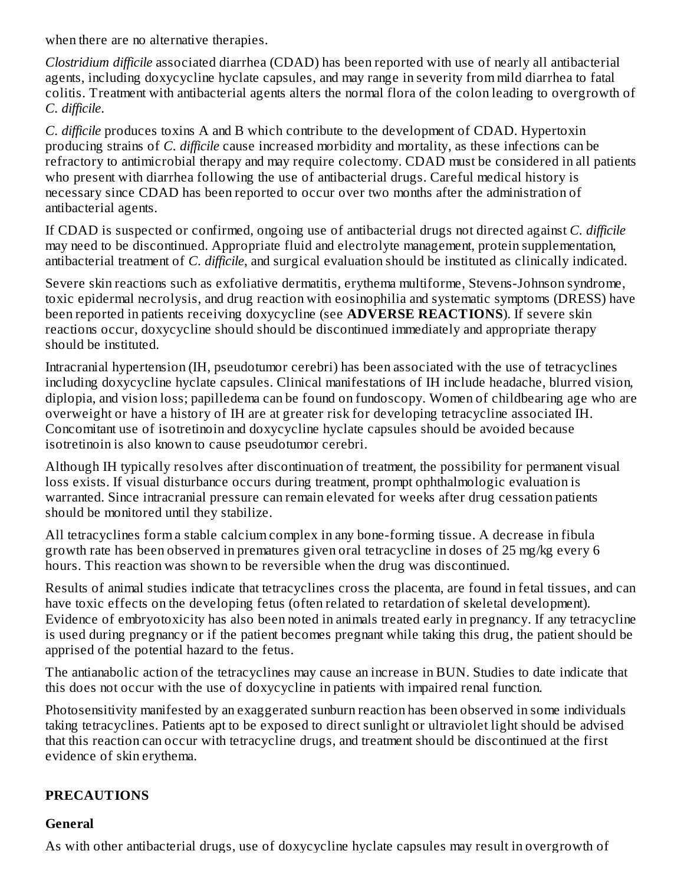when there are no alternative therapies.

*Clostridium difficile* associated diarrhea (CDAD) has been reported with use of nearly all antibacterial agents, including doxycycline hyclate capsules, and may range in severity from mild diarrhea to fatal colitis. Treatment with antibacterial agents alters the normal flora of the colon leading to overgrowth of *C. difficile*.

*C. difficile* produces toxins A and B which contribute to the development of CDAD. Hypertoxin producing strains of *C. difficile* cause increased morbidity and mortality, as these infections can be refractory to antimicrobial therapy and may require colectomy. CDAD must be considered in all patients who present with diarrhea following the use of antibacterial drugs. Careful medical history is necessary since CDAD has been reported to occur over two months after the administration of antibacterial agents.

If CDAD is suspected or confirmed, ongoing use of antibacterial drugs not directed against *C. difficile* may need to be discontinued. Appropriate fluid and electrolyte management, protein supplementation, antibacterial treatment of *C. difficile*, and surgical evaluation should be instituted as clinically indicated.

Severe skin reactions such as exfoliative dermatitis, erythema multiforme, Stevens-Johnson syndrome, toxic epidermal necrolysis, and drug reaction with eosinophilia and systematic symptoms (DRESS) have been reported in patients receiving doxycycline (see **ADVERSE REACTIONS**). If severe skin reactions occur, doxycycline should should be discontinued immediately and appropriate therapy should be instituted.

Intracranial hypertension (IH, pseudotumor cerebri) has been associated with the use of tetracyclines including doxycycline hyclate capsules. Clinical manifestations of IH include headache, blurred vision, diplopia, and vision loss; papilledema can be found on fundoscopy. Women of childbearing age who are overweight or have a history of IH are at greater risk for developing tetracycline associated IH. Concomitant use of isotretinoin and doxycycline hyclate capsules should be avoided because isotretinoin is also known to cause pseudotumor cerebri.

Although IH typically resolves after discontinuation of treatment, the possibility for permanent visual loss exists. If visual disturbance occurs during treatment, prompt ophthalmologic evaluation is warranted. Since intracranial pressure can remain elevated for weeks after drug cessation patients should be monitored until they stabilize.

All tetracyclines form a stable calcium complex in any bone-forming tissue. A decrease in fibula growth rate has been observed in prematures given oral tetracycline in doses of 25 mg/kg every 6 hours. This reaction was shown to be reversible when the drug was discontinued.

Results of animal studies indicate that tetracyclines cross the placenta, are found in fetal tissues, and can have toxic effects on the developing fetus (often related to retardation of skeletal development). Evidence of embryotoxicity has also been noted in animals treated early in pregnancy. If any tetracycline is used during pregnancy or if the patient becomes pregnant while taking this drug, the patient should be apprised of the potential hazard to the fetus.

The antianabolic action of the tetracyclines may cause an increase in BUN. Studies to date indicate that this does not occur with the use of doxycycline in patients with impaired renal function.

Photosensitivity manifested by an exaggerated sunburn reaction has been observed in some individuals taking tetracyclines. Patients apt to be exposed to direct sunlight or ultraviolet light should be advised that this reaction can occur with tetracycline drugs, and treatment should be discontinued at the first evidence of skin erythema.

## PRECAUTIONS

### General

As with other antibacterial drugs, use of doxycycline hyclate capsules may result in overgrowth of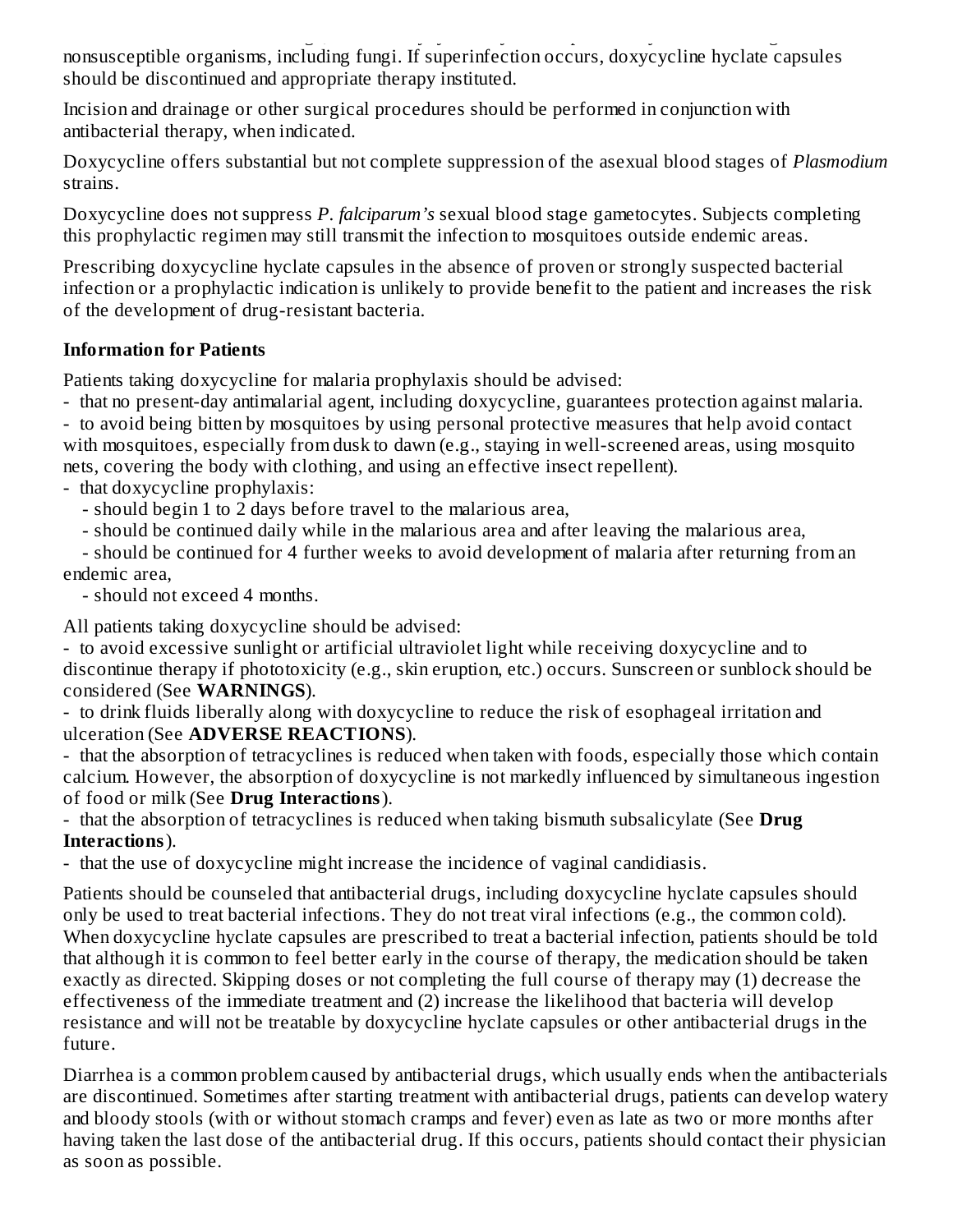nonsusceptible organisms, including fungi. If superinfection occurs, doxycycline hyclate capsules should be discontinued and appropriate therapy instituted.

Incision and drainage or other surgical procedures should be performed in conjunction with antibacterial therapy, when indicated.

Doxycycline offers substantial but not complete suppression of the asexual blood stages of *Plasmodium* strains.

Doxycycline does not suppress *P. falciparum's* sexual blood stage gametocytes. Subjects completing this prophylactic regimen may still transmit the infection to mosquitoes outside endemic areas.

Prescribing doxycycline hyclate capsules in the absence of proven or strongly suspected bacterial infection or a prophylactic indication is unlikely to provide benefit to the patient and increases the risk of the development of drug-resistant bacteria.

**Information for Patients**

Patients taking doxycycline for malaria prophylaxis should be advised:

- that no present-day antimalarial agent, including doxycycline, guarantees protection against malaria.
- to avoid being bitten by mosquitoes by using personal protective measures that help avoid contact with mosquitoes, especially from dusk to dawn (e.g., staying in well-screened areas, using mosquito nets, covering the body with clothing, and using an effective insect repellent).
- that doxycycline prophylaxis:
  - should begin 1 to 2 days before travel to the malarious area,
  - should be continued daily while in the malarious area and after leaving the malarious area,
  - should be continued for 4 further weeks to avoid development of malaria after returning from an endemic area,
  - should not exceed 4 months.

All patients taking doxycycline should be advised:

- to avoid excessive sunlight or artificial ultraviolet light while receiving doxycycline and to discontinue therapy if phototoxicity (e.g., skin eruption, etc.) occurs. Sunscreen or sunblock should be considered (See **WARNINGS**).
- to drink fluids liberally along with doxycycline to reduce the risk of esophageal irritation and ulceration (See **ADVERSE REACTIONS**).
- that the absorption of tetracyclines is reduced when taken with foods, especially those which contain calcium. However, the absorption of doxycycline is not markedly influenced by simultaneous ingestion of food or milk (See **Drug Interactions**).
- that the absorption of tetracyclines is reduced when taking bismuth subsalicylate (See **Drug Interactions**).
- that the use of doxycycline might increase the incidence of vaginal candidiasis.

Patients should be counseled that antibacterial drugs, including doxycycline hyclate capsules should only be used to treat bacterial infections. They do not treat viral infections (e.g., the common cold). When doxycycline hyclate capsules are prescribed to treat a bacterial infection, patients should be told that although it is common to feel better early in the course of therapy, the medication should be taken exactly as directed. Skipping doses or not completing the full course of therapy may (1) decrease the effectiveness of the immediate treatment and (2) increase the likelihood that bacteria will develop resistance and will not be treatable by doxycycline hyclate capsules or other antibacterial drugs in the future.

Diarrhea is a common problem caused by antibacterial drugs, which usually ends when the antibacterials are discontinued. Sometimes after starting treatment with antibacterial drugs, patients can develop watery and bloody stools (with or without stomach cramps and fever) even as late as two or more months after having taken the last dose of the antibacterial drug. If this occurs, patients should contact their physician as soon as possible.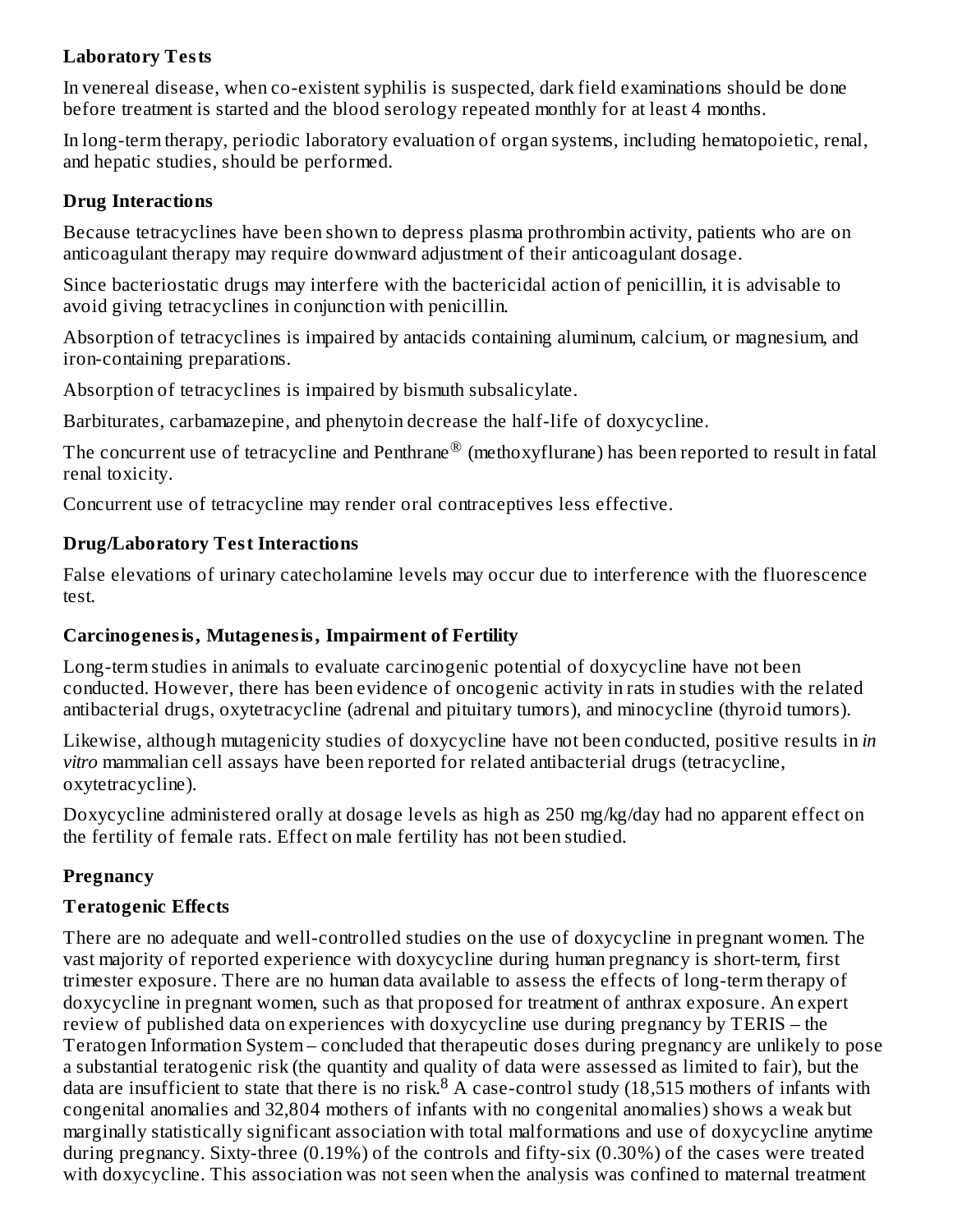### Laboratory Tests

In venereal disease, when co-existent syphilis is suspected, dark field examinations should be done before treatment is started and the blood serology repeated monthly for at least 4 months.

In long-term therapy, periodic laboratory evaluation of organ systems, including hematopoietic, renal, and hepatic studies, should be performed.

### Drug Interactions

Because tetracyclines have been shown to depress plasma prothrombin activity, patients who are on anticoagulant therapy may require downward adjustment of their anticoagulant dosage.

Since bacteriostatic drugs may interfere with the bactericidal action of penicillin, it is advisable to avoid giving tetracyclines in conjunction with penicillin.

Absorption of tetracyclines is impaired by antacids containing aluminum, calcium, or magnesium, and iron-containing preparations.

Absorption of tetracyclines is impaired by bismuth subsalicylate.

Barbiturates, carbamazepine, and phenytoin decrease the half-life of doxycycline.

The concurrent use of tetracycline and Penthrane® (methoxyflurane) has been reported to result in fatal renal toxicity.

Concurrent use of tetracycline may render oral contraceptives less effective.

### Drug/Laboratory Test Interactions

False elevations of urinary catecholamine levels may occur due to interference with the fluorescence test.

### Carcinogenesis, Mutagenesis, Impairment of Fertility

Long-term studies in animals to evaluate carcinogenic potential of doxycycline have not been conducted. However, there has been evidence of oncogenic activity in rats in studies with the related antibacterial drugs, oxytetracycline (adrenal and pituitary tumors), and minocycline (thyroid tumors).

Likewise, although mutagenicity studies of doxycycline have not been conducted, positive results in *in vitro* mammalian cell assays have been reported for related antibacterial drugs (tetracycline, oxytetracycline).

Doxycycline administered orally at dosage levels as high as 250 mg/kg/day had no apparent effect on the fertility of female rats. Effect on male fertility has not been studied.

### Pregnancy

### Teratogenic Effects

There are no adequate and well-controlled studies on the use of doxycycline in pregnant women. The vast majority of reported experience with doxycycline during human pregnancy is short-term, first trimester exposure. There are no human data available to assess the effects of long-term therapy of doxycycline in pregnant women, such as that proposed for treatment of anthrax exposure. An expert review of published data on experiences with doxycycline use during pregnancy by TERIS – the Teratogen Information System – concluded that therapeutic doses during pregnancy are unlikely to pose a substantial teratogenic risk (the quantity and quality of data were assessed as limited to fair), but the data are insufficient to state that there is no risk.[8] A case-control study (18,515 mothers of infants with congenital anomalies and 32,804 mothers of infants with no congenital anomalies) shows a weak but marginally statistically significant association with total malformations and use of doxycycline anytime during pregnancy. Sixty-three (0.19%) of the controls and fifty-six (0.30%) of the cases were treated with doxycycline. This association was not seen when the analysis was confined to maternal treatment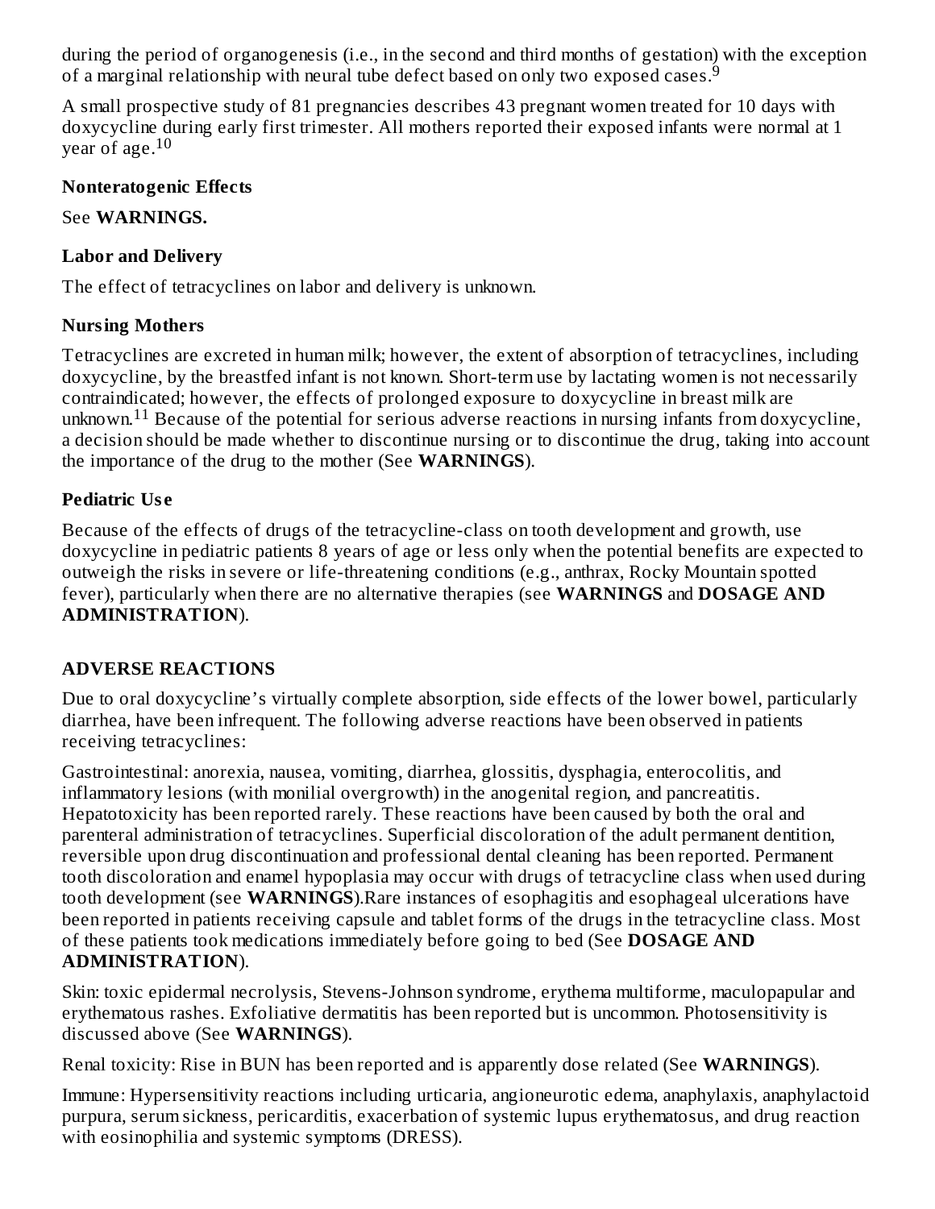during the period of organogenesis (i.e., in the second and third months of gestation) with the exception of a marginal relationship with neural tube defect based on only two exposed cases.[9]

A small prospective study of 81 pregnancies describes 43 pregnant women treated for 10 days with doxycycline during early first trimester. All mothers reported their exposed infants were normal at 1 year of age.[10]

**Nonteratogenic Effects**

See **WARNINGS.**

**Labor and Delivery**

The effect of tetracyclines on labor and delivery is unknown.

**Nursing Mothers**

Tetracyclines are excreted in human milk; however, the extent of absorption of tetracyclines, including doxycycline, by the breastfed infant is not known. Short-term use by lactating women is not necessarily contraindicated; however, the effects of prolonged exposure to doxycycline in breast milk are unknown.[11] Because of the potential for serious adverse reactions in nursing infants from doxycycline, a decision should be made whether to discontinue nursing or to discontinue the drug, taking into account the importance of the drug to the mother (See **WARNINGS**).

**Pediatric Use**

Because of the effects of drugs of the tetracycline-class on tooth development and growth, use doxycycline in pediatric patients 8 years of age or less only when the potential benefits are expected to outweigh the risks in severe or life-threatening conditions (e.g., anthrax, Rocky Mountain spotted fever), particularly when there are no alternative therapies (see **WARNINGS** and **DOSAGE AND ADMINISTRATION**).

## ADVERSE REACTIONS

Due to oral doxycycline's virtually complete absorption, side effects of the lower bowel, particularly diarrhea, have been infrequent. The following adverse reactions have been observed in patients receiving tetracyclines:

Gastrointestinal: anorexia, nausea, vomiting, diarrhea, glossitis, dysphagia, enterocolitis, and inflammatory lesions (with monilial overgrowth) in the anogenital region, and pancreatitis. Hepatotoxicity has been reported rarely. These reactions have been caused by both the oral and parenteral administration of tetracyclines. Superficial discoloration of the adult permanent dentition, reversible upon drug discontinuation and professional dental cleaning has been reported. Permanent tooth discoloration and enamel hypoplasia may occur with drugs of tetracycline class when used during tooth development (see **WARNINGS**).Rare instances of esophagitis and esophageal ulcerations have been reported in patients receiving capsule and tablet forms of the drugs in the tetracycline class. Most of these patients took medications immediately before going to bed (See **DOSAGE AND ADMINISTRATION**).

Skin: toxic epidermal necrolysis, Stevens-Johnson syndrome, erythema multiforme, maculopapular and erythematous rashes. Exfoliative dermatitis has been reported but is uncommon. Photosensitivity is discussed above (See **WARNINGS**).

Renal toxicity: Rise in BUN has been reported and is apparently dose related (See **WARNINGS**).

Immune: Hypersensitivity reactions including urticaria, angioneurotic edema, anaphylaxis, anaphylactoid purpura, serum sickness, pericarditis, exacerbation of systemic lupus erythematosus, and drug reaction with eosinophilia and systemic symptoms (DRESS).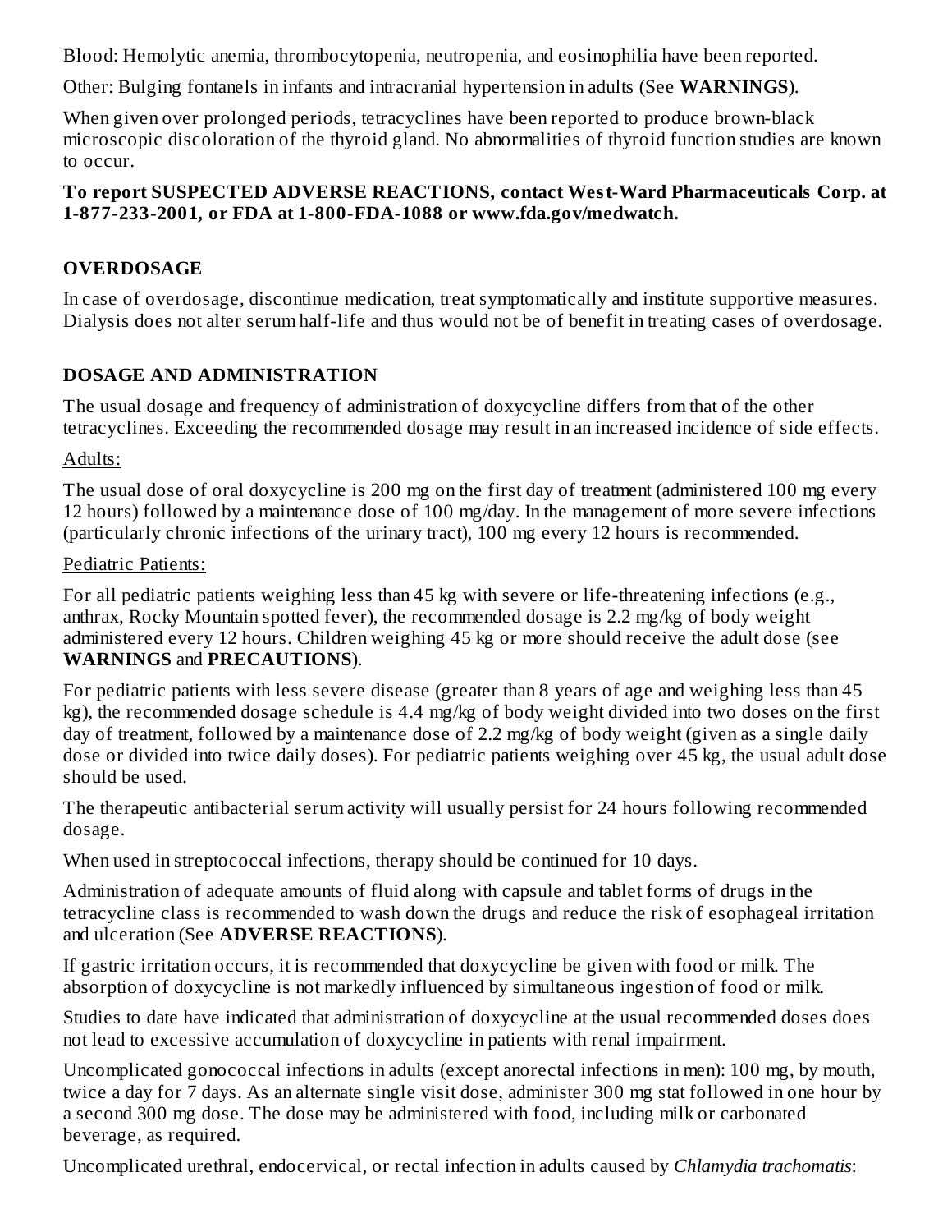Blood: Hemolytic anemia, thrombocytopenia, neutropenia, and eosinophilia have been reported.

Other: Bulging fontanels in infants and intracranial hypertension in adults (See **WARNINGS**).

When given over prolonged periods, tetracyclines have been reported to produce brown-black microscopic discoloration of the thyroid gland. No abnormalities of thyroid function studies are known to occur.

**To report SUSPECTED ADVERSE REACTIONS, contact West-Ward Pharmaceuticals Corp. at 1-877-233-2001, or FDA at 1-800-FDA-1088 or www.fda.gov/medwatch.**

## OVERDOSAGE

In case of overdosage, discontinue medication, treat symptomatically and institute supportive measures. Dialysis does not alter serum half-life and thus would not be of benefit in treating cases of overdosage.

## DOSAGE AND ADMINISTRATION

The usual dosage and frequency of administration of doxycycline differs from that of the other tetracyclines. Exceeding the recommended dosage may result in an increased incidence of side effects.

Adults:

The usual dose of oral doxycycline is 200 mg on the first day of treatment (administered 100 mg every 12 hours) followed by a maintenance dose of 100 mg/day. In the management of more severe infections (particularly chronic infections of the urinary tract), 100 mg every 12 hours is recommended.

Pediatric Patients:

For all pediatric patients weighing less than 45 kg with severe or life-threatening infections (e.g., anthrax, Rocky Mountain spotted fever), the recommended dosage is 2.2 mg/kg of body weight administered every 12 hours. Children weighing 45 kg or more should receive the adult dose (see **WARNINGS** and **PRECAUTIONS**).

For pediatric patients with less severe disease (greater than 8 years of age and weighing less than 45 kg), the recommended dosage schedule is 4.4 mg/kg of body weight divided into two doses on the first day of treatment, followed by a maintenance dose of 2.2 mg/kg of body weight (given as a single daily dose or divided into twice daily doses). For pediatric patients weighing over 45 kg, the usual adult dose should be used.

The therapeutic antibacterial serum activity will usually persist for 24 hours following recommended dosage.

When used in streptococcal infections, therapy should be continued for 10 days.

Administration of adequate amounts of fluid along with capsule and tablet forms of drugs in the tetracycline class is recommended to wash down the drugs and reduce the risk of esophageal irritation and ulceration (See **ADVERSE REACTIONS**).

If gastric irritation occurs, it is recommended that doxycycline be given with food or milk. The absorption of doxycycline is not markedly influenced by simultaneous ingestion of food or milk.

Studies to date have indicated that administration of doxycycline at the usual recommended doses does not lead to excessive accumulation of doxycycline in patients with renal impairment.

Uncomplicated gonococcal infections in adults (except anorectal infections in men): 100 mg, by mouth, twice a day for 7 days. As an alternate single visit dose, administer 300 mg stat followed in one hour by a second 300 mg dose. The dose may be administered with food, including milk or carbonated beverage, as required.

Uncomplicated urethral, endocervical, or rectal infection in adults caused by *Chlamydia trachomatis*: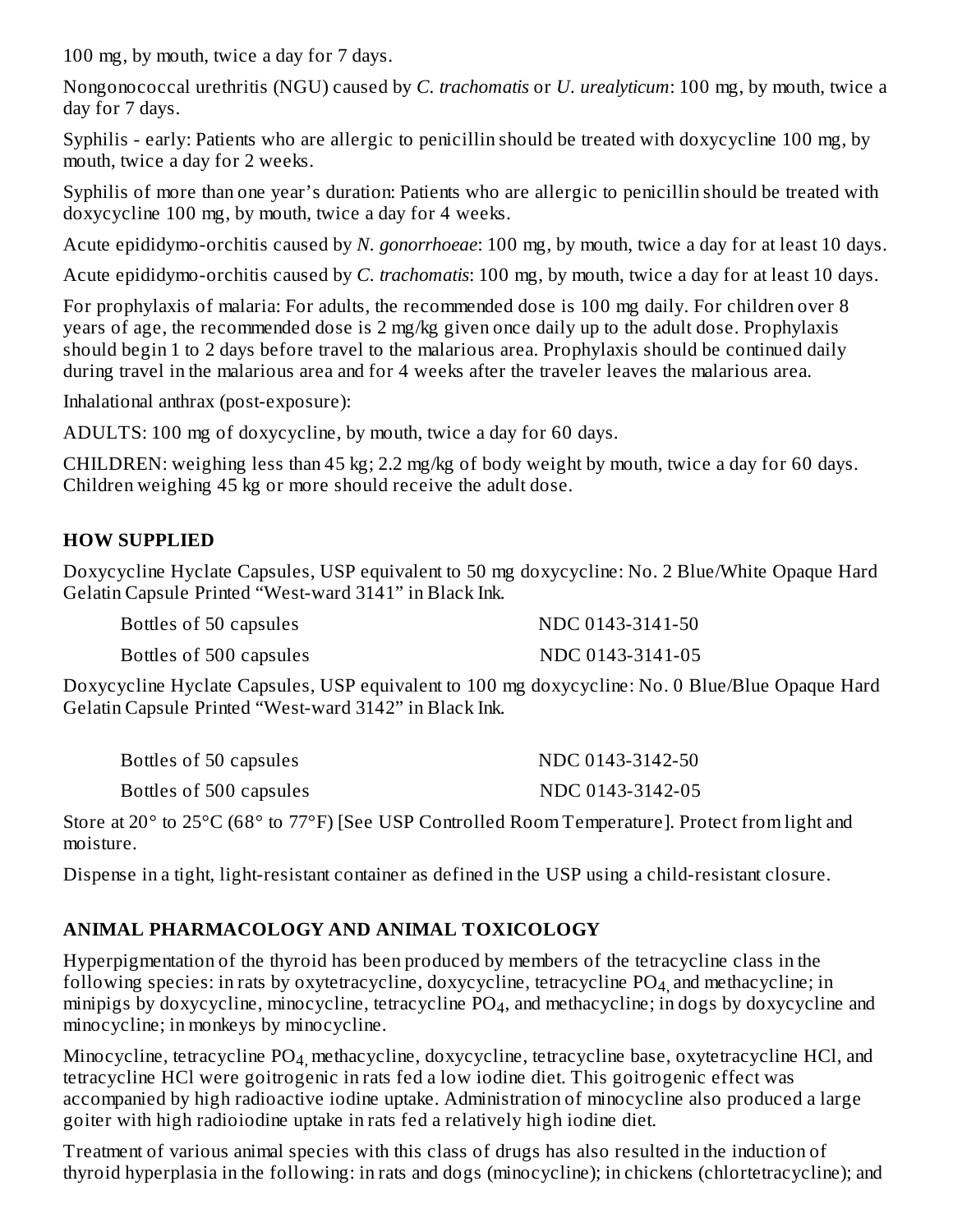100 mg, by mouth, twice a day for 7 days.

Nongonococcal urethritis (NGU) caused by *C. trachomatis* or *U. urealyticum*: 100 mg, by mouth, twice a day for 7 days.

Syphilis - early: Patients who are allergic to penicillin should be treated with doxycycline 100 mg, by mouth, twice a day for 2 weeks.

Syphilis of more than one year's duration: Patients who are allergic to penicillin should be treated with doxycycline 100 mg, by mouth, twice a day for 4 weeks.

Acute epididymo-orchitis caused by *N. gonorrhoeae*: 100 mg, by mouth, twice a day for at least 10 days.

Acute epididymo-orchitis caused by *C. trachomatis*: 100 mg, by mouth, twice a day for at least 10 days.

For prophylaxis of malaria: For adults, the recommended dose is 100 mg daily. For children over 8 years of age, the recommended dose is 2 mg/kg given once daily up to the adult dose. Prophylaxis should begin 1 to 2 days before travel to the malarious area. Prophylaxis should be continued daily during travel in the malarious area and for 4 weeks after the traveler leaves the malarious area.

Inhalational anthrax (post-exposure):

ADULTS: 100 mg of doxycycline, by mouth, twice a day for 60 days.

CHILDREN: weighing less than 45 kg; 2.2 mg/kg of body weight by mouth, twice a day for 60 days. Children weighing 45 kg or more should receive the adult dose.

## HOW SUPPLIED

Doxycycline Hyclate Capsules, USP equivalent to 50 mg doxycycline: No. 2 Blue/White Opaque Hard Gelatin Capsule Printed "West-ward 3141" in Black Ink.

| | |
|---|---|
| Bottles of 50 capsules | NDC 0143-3141-50 |
| Bottles of 500 capsules | NDC 0143-3141-05 |

Doxycycline Hyclate Capsules, USP equivalent to 100 mg doxycycline: No. 0 Blue/Blue Opaque Hard Gelatin Capsule Printed "West-ward 3142" in Black Ink.

| | |
|---|---|
| Bottles of 50 capsules | NDC 0143-3142-50 |
| Bottles of 500 capsules | NDC 0143-3142-05 |

Store at 20° to 25°C (68° to 77°F) [See USP Controlled Room Temperature]. Protect from light and moisture.

Dispense in a tight, light-resistant container as defined in the USP using a child-resistant closure.

## ANIMAL PHARMACOLOGY AND ANIMAL TOXICOLOGY

Hyperpigmentation of the thyroid has been produced by members of the tetracycline class in the following species: in rats by oxytetracycline, doxycycline, tetracycline $PO_4$, and methacycline; in minipigs by doxycycline, minocycline, tetracycline $PO_4$, and methacycline; in dogs by doxycycline and minocycline; in monkeys by minocycline.

Minocycline, tetracycline $PO_4$, methacycline, doxycycline, tetracycline base, oxytetracycline HCl, and tetracycline HCl were goitrogenic in rats fed a low iodine diet. This goitrogenic effect was accompanied by high radioactive iodine uptake. Administration of minocycline also produced a large goiter with high radioiodine uptake in rats fed a relatively high iodine diet.

Treatment of various animal species with this class of drugs has also resulted in the induction of thyroid hyperplasia in the following: in rats and dogs (minocycline); in chickens (chlortetracycline); and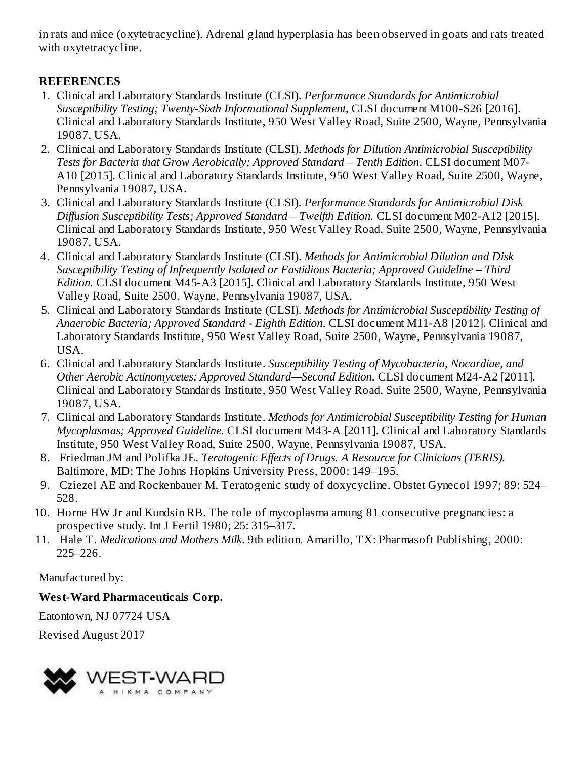in rats and mice (oxytetracycline). Adrenal gland hyperplasia has been observed in goats and rats treated with oxytetracycline.

**REFERENCES**

1. Clinical and Laboratory Standards Institute (CLSI). *Performance Standards for Antimicrobial Susceptibility Testing; Twenty-Sixth Informational Supplement*, CLSI document M100-S26 [2016]. Clinical and Laboratory Standards Institute, 950 West Valley Road, Suite 2500, Wayne, Pennsylvania 19087, USA.
2. Clinical and Laboratory Standards Institute (CLSI). *Methods for Dilution Antimicrobial Susceptibility Tests for Bacteria that Grow Aerobically; Approved Standard – Tenth Edition*. CLSI document M07-A10 [2015]. Clinical and Laboratory Standards Institute, 950 West Valley Road, Suite 2500, Wayne, Pennsylvania 19087, USA.
3. Clinical and Laboratory Standards Institute (CLSI). *Performance Standards for Antimicrobial Disk Diffusion Susceptibility Tests; Approved Standard – Twelfth Edition.* CLSI document M02-A12 [2015]. Clinical and Laboratory Standards Institute, 950 West Valley Road, Suite 2500, Wayne, Pennsylvania 19087, USA.
4. Clinical and Laboratory Standards Institute (CLSI). *Methods for Antimicrobial Dilution and Disk Susceptibility Testing of Infrequently Isolated or Fastidious Bacteria; Approved Guideline – Third Edition.* CLSI document M45-A3 [2015]. Clinical and Laboratory Standards Institute, 950 West Valley Road, Suite 2500, Wayne, Pennsylvania 19087, USA.
5. Clinical and Laboratory Standards Institute (CLSI). *Methods for Antimicrobial Susceptibility Testing of Anaerobic Bacteria; Approved Standard - Eighth Edition*. CLSI document M11-A8 [2012]. Clinical and Laboratory Standards Institute, 950 West Valley Road, Suite 2500, Wayne, Pennsylvania 19087, USA.
6. Clinical and Laboratory Standards Institute. *Susceptibility Testing of Mycobacteria, Nocardiae, and Other Aerobic Actinomycetes; Approved Standard—Second Edition.* CLSI document M24-A2 [2011]. Clinical and Laboratory Standards Institute, 950 West Valley Road, Suite 2500, Wayne, Pennsylvania 19087, USA.
7. Clinical and Laboratory Standards Institute. *Methods for Antimicrobial Susceptibility Testing for Human Mycoplasmas; Approved Guideline.* CLSI document M43-A [2011]. Clinical and Laboratory Standards Institute, 950 West Valley Road, Suite 2500, Wayne, Pennsylvania 19087, USA.
8. Friedman JM and Polifka JE. *Teratogenic Effects of Drugs. A Resource for Clinicians (TERIS).* Baltimore, MD: The Johns Hopkins University Press, 2000: 149–195.
9. Cziezel AE and Rockenbauer M. Teratogenic study of doxycycline. Obstet Gynecol 1997; 89: 524–528.
10. Horne HW Jr and Kundsin RB. The role of mycoplasma among 81 consecutive pregnancies: a prospective study. Int J Fertil 1980; 25: 315–317.
11. Hale T. *Medications and Mothers Milk*. 9th edition. Amarillo, TX: Pharmasoft Publishing, 2000: 225–226.

Manufactured by:

**West-Ward Pharmaceuticals Corp.**

Eatontown, NJ 07724 USA

Revised August 2017

WEST-WARD
A HIKMA COMPANY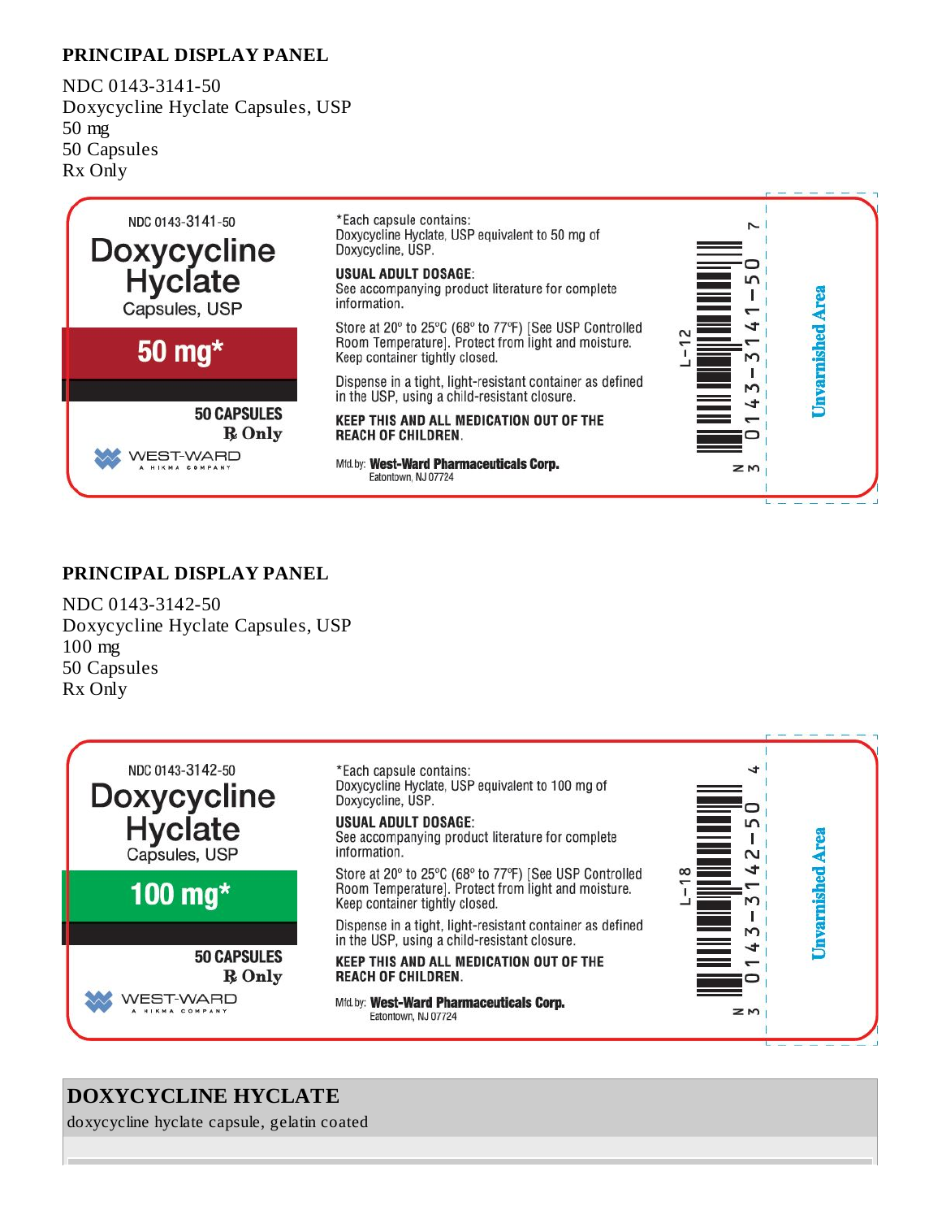## PRINCIPAL DISPLAY PANEL

NDC 0143-3141-50
Doxycycline Hyclate Capsules, USP
50 mg
50 Capsules
Rx Only

NDC 0143-3141-50

**Doxycycline Hyclate**
Capsules, USP

**50 mg***

**50 CAPSULES**
**℞ Only**

WEST-WARD
A HIKMA COMPANY

*Each capsule contains:
Doxycycline Hyclate, USP equivalent to 50 mg of Doxycycline, USP.

**USUAL ADULT DOSAGE:**
See accompanying product literature for complete information.

Store at 20° to 25°C (68° to 77°F) [See USP Controlled Room Temperature]. Protect from light and moisture. Keep container tightly closed.

Dispense in a tight, light-resistant container as defined in the USP, using a child-resistant closure.

**KEEP THIS AND ALL MEDICATION OUT OF THE REACH OF CHILDREN.**

Mfd. by: **West-Ward Pharmaceuticals Corp.**
Eatontown, NJ 07724

L-12

N 3 0143-3141-50 7

Unvarnished Area

## PRINCIPAL DISPLAY PANEL

NDC 0143-3142-50
Doxycycline Hyclate Capsules, USP
100 mg
50 Capsules
Rx Only

NDC 0143-3142-50

**Doxycycline Hyclate**
Capsules, USP

**100 mg***

**50 CAPSULES**
**℞ Only**

WEST-WARD
A HIKMA COMPANY

*Each capsule contains:
Doxycycline Hyclate, USP equivalent to 100 mg of Doxycycline, USP.

**USUAL ADULT DOSAGE:**
See accompanying product literature for complete information.

Store at 20° to 25°C (68° to 77°F) [See USP Controlled Room Temperature]. Protect from light and moisture. Keep container tightly closed.

Dispense in a tight, light-resistant container as defined in the USP, using a child-resistant closure.

**KEEP THIS AND ALL MEDICATION OUT OF THE REACH OF CHILDREN.**

Mfd. by: **West-Ward Pharmaceuticals Corp.**
Eatontown, NJ 07724

L-18

N 3 0143-3142-50 4

Unvarnished Area

## DOXYCYCLINE HYCLATE

doxycycline hyclate capsule, gelatin coated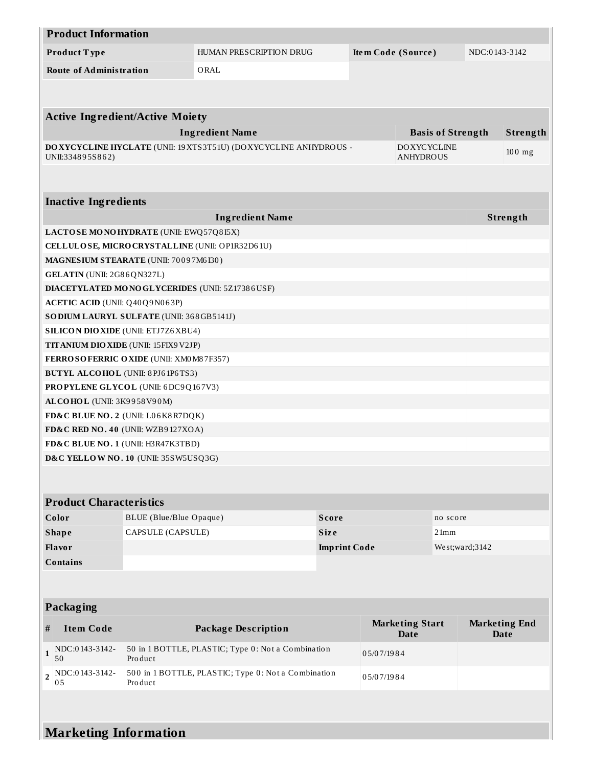## Product Information

| Product Type | HUMAN PRESCRIPTION DRUG | Item Code (Source) | NDC:0143-3142 |
|---|---|---|---|
| Route of Administration | ORAL | | |

## Active Ingredient/Active Moiety

| Ingredient Name | Basis of Strength | Strength |
|---|---|---|
| **DOXYCYCLINE HYCLATE** (UNII: 19XTS3T51U) (DOXYCYCLINE ANHYDROUS - UNII:334895S862) | DOXYCYCLINE ANHYDROUS | 100 mg |

## Inactive Ingredients

| Ingredient Name | Strength |
|---|---|
| **LACTOSE MONOHYDRATE** (UNII: EWQ57Q8I5X) | |
| **CELLULOSE, MICROCRYSTALLINE** (UNII: OP1R32D61U) | |
| **MAGNESIUM STEARATE** (UNII: 70097M6I30) | |
| **GELATIN** (UNII: 2G86QN327L) | |
| **DIACETYLATED MONOGLYCERIDES** (UNII: 5Z17386USF) | |
| **ACETIC ACID** (UNII: Q40Q9N063P) | |
| **SODIUM LAURYL SULFATE** (UNII: 368GB5141J) | |
| **SILICON DIOXIDE** (UNII: ETJ7Z6XBU4) | |
| **TITANIUM DIOXIDE** (UNII: 15FIX9V2JP) | |
| **FERROSOFERRIC OXIDE** (UNII: XM0M87F357) | |
| **BUTYL ALCOHOL** (UNII: 8PJ61P6TS3) | |
| **PROPYLENE GLYCOL** (UNII: 6DC9Q167V3) | |
| **ALCOHOL** (UNII: 3K9958V90M) | |
| **FD&C BLUE NO. 2** (UNII: L06K8R7DQK) | |
| **FD&C RED NO. 40** (UNII: WZB9127XOA) | |
| **FD&C BLUE NO. 1** (UNII: H3R47K3TBD) | |
| **D&C YELLOW NO. 10** (UNII: 35SW5USQ3G) | |

## Product Characteristics

| Color | BLUE (Blue/Blue Opaque) | Score | no score |
|---|---|---|---|
| Shape | CAPSULE (CAPSULE) | Size | 21mm |
| Flavor | | Imprint Code | West;ward;3142 |
| Contains | | | |

## Packaging

| # | Item Code | Package Description | Marketing Start Date | Marketing End Date |
|---|---|---|---|---|
| 1 | NDC:0143-3142-50 | 50 in 1 BOTTLE, PLASTIC; Type 0: Not a Combination Product | 05/07/1984 | |
| 2 | NDC:0143-3142-05 | 500 in 1 BOTTLE, PLASTIC; Type 0: Not a Combination Product | 05/07/1984 | |

## Marketing Information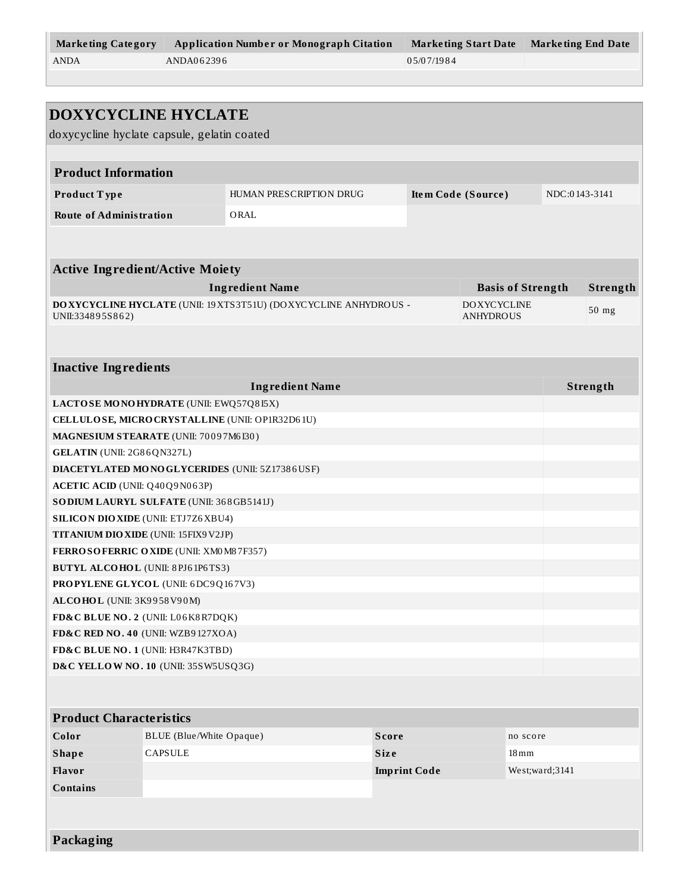| Marketing Category | Application Number or Monograph Citation | Marketing Start Date | Marketing End Date |
| --- | --- | --- | --- |
| ANDA | ANDA062396 | 05/07/1984 | |

## DOXYCYCLINE HYCLATE

doxycycline hyclate capsule, gelatin coated

| Product Information | | | |
| --- | --- | --- | --- |
| **Product Type** | HUMAN PRESCRIPTION DRUG | **Item Code (Source)** | NDC:0143-3141 |
| **Route of Administration** | ORAL | | |

| Active Ingredient/Active Moiety | | |
| --- | --- | --- |
| **Ingredient Name** | **Basis of Strength** | **Strength** |
| **DOXYCYCLINE HYCLATE** (UNII: 19XTS3T51U) (DOXYCYCLINE ANHYDROUS - UNII:334895S862) | DOXYCYCLINE ANHYDROUS | 50 mg |

| Inactive Ingredients | |
| --- | --- |
| **Ingredient Name** | **Strength** |
| **LACTOSE MONOHYDRATE** (UNII: EWQ57Q8I5X) | |
| **CELLULOSE, MICROCRYSTALLINE** (UNII: OP1R32D61U) | |
| **MAGNESIUM STEARATE** (UNII: 70097M6I30) | |
| **GELATIN** (UNII: 2G86QN327L) | |
| **DIACETYLATED MONOGLYCERIDES** (UNII: 5Z17386USF) | |
| **ACETIC ACID** (UNII: Q40Q9N063P) | |
| **SODIUM LAURYL SULFATE** (UNII: 368GB5141J) | |
| **SILICON DIOXIDE** (UNII: ETJ7Z6XBU4) | |
| **TITANIUM DIOXIDE** (UNII: 15FIX9V2JP) | |
| **FERROSOFERRIC OXIDE** (UNII: XM0M87F357) | |
| **BUTYL ALCOHOL** (UNII: 8PJ61P6TS3) | |
| **PROPYLENE GLYCOL** (UNII: 6DC9Q167V3) | |
| **ALCOHOL** (UNII: 3K9958V90M) | |
| **FD&C BLUE NO. 2** (UNII: L06K8R7DQK) | |
| **FD&C RED NO. 40** (UNII: WZB9127XOA) | |
| **FD&C BLUE NO. 1** (UNII: H3R47K3TBD) | |
| **D&C YELLOW NO. 10** (UNII: 35SW5USQ3G) | |

| Product Characteristics | | | |
| --- | --- | --- | --- |
| **Color** | BLUE (Blue/White Opaque) | **Score** | no score |
| **Shape** | CAPSULE | **Size** | 18mm |
| **Flavor** | | **Imprint Code** | West;ward;3141 |
| **Contains** | | | |

### Packaging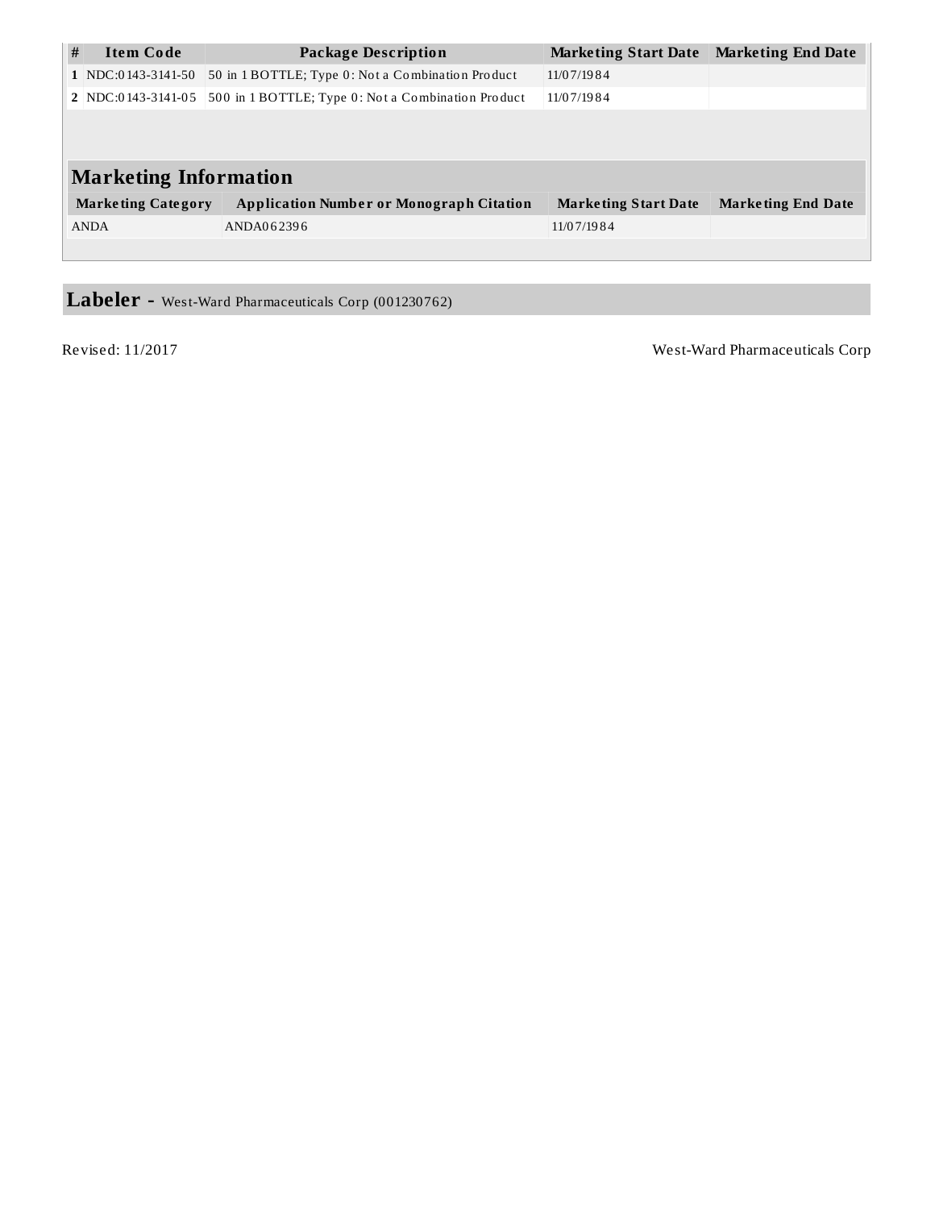| # | Item Code | Package Description | Marketing Start Date | Marketing End Date |
|---|---|---|---|---|
| 1 | NDC:0143-3141-50 | 50 in 1 BOTTLE; Type 0: Not a Combination Product | 11/07/1984 | |
| 2 | NDC:0143-3141-05 | 500 in 1 BOTTLE; Type 0: Not a Combination Product | 11/07/1984 | |

## Marketing Information

| Marketing Category | Application Number or Monograph Citation | Marketing Start Date | Marketing End Date |
|---|---|---|---|
| ANDA | ANDA062396 | 11/07/1984 | |

## Labeler - West-Ward Pharmaceuticals Corp (001230762)

Revised: 11/2017

West-Ward Pharmaceuticals Corp